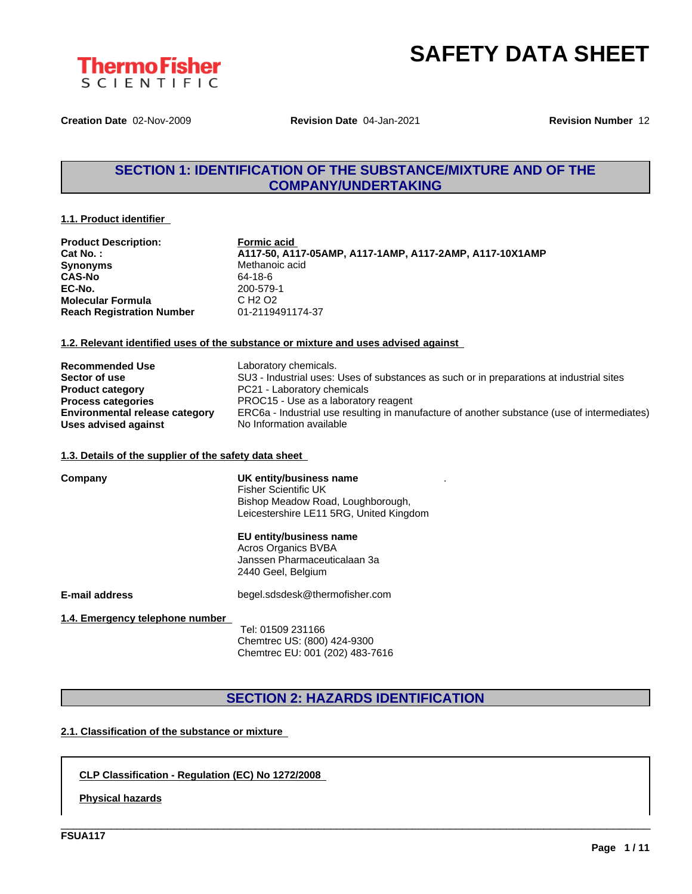ThermoFisher SCIENTIFIC

# SAFETY DATA SHEET

**Creation Date** 02-Nov-2009 **Revision Date** 04-Jan-2021 **Revision Number** 12

## SECTION 1: IDENTIFICATION OF THE SUBSTANCE/MIXTURE AND OF THE COMPANY/UNDERTAKING

### 1.1. Product identifier

| | |
|---|---|
| **Product Description:** | **Formic acid** |
| **Cat No. :** | **A117-50, A117-05AMP, A117-1AMP, A117-2AMP, A117-10X1AMP** |
| **Synonyms** | Methanoic acid |
| **CAS-No** | 64-18-6 |
| **EC-No.** | 200-579-1 |
| **Molecular Formula** | C H2 O2 |
| **Reach Registration Number** | 01-2119491174-37 |

### 1.2. Relevant identified uses of the substance or mixture and uses advised against

| | |
|---|---|
| **Recommended Use** | Laboratory chemicals. |
| **Sector of use** | SU3 - Industrial uses: Uses of substances as such or in preparations at industrial sites |
| **Product category** | PC21 - Laboratory chemicals |
| **Process categories** | PROC15 - Use as a laboratory reagent |
| **Environmental release category** | ERC6a - Industrial use resulting in manufacture of another substance (use of intermediates) |
| **Uses advised against** | No Information available |

### 1.3. Details of the supplier of the safety data sheet

**Company**

**UK entity/business name**
Fisher Scientific UK
Bishop Meadow Road, Loughborough,
Leicestershire LE11 5RG, United Kingdom

**EU entity/business name**
Acros Organics BVBA
Janssen Pharmaceuticalaan 3a
2440 Geel, Belgium

**E-mail address** begel.sdsdesk@thermofisher.com

### 1.4. Emergency telephone number

Tel: 01509 231166
Chemtrec US: (800) 424-9300
Chemtrec EU: 001 (202) 483-7616

## SECTION 2: HAZARDS IDENTIFICATION

### 2.1. Classification of the substance or mixture

**CLP Classification - Regulation (EC) No 1272/2008**

**Physical hazards**

FSUA117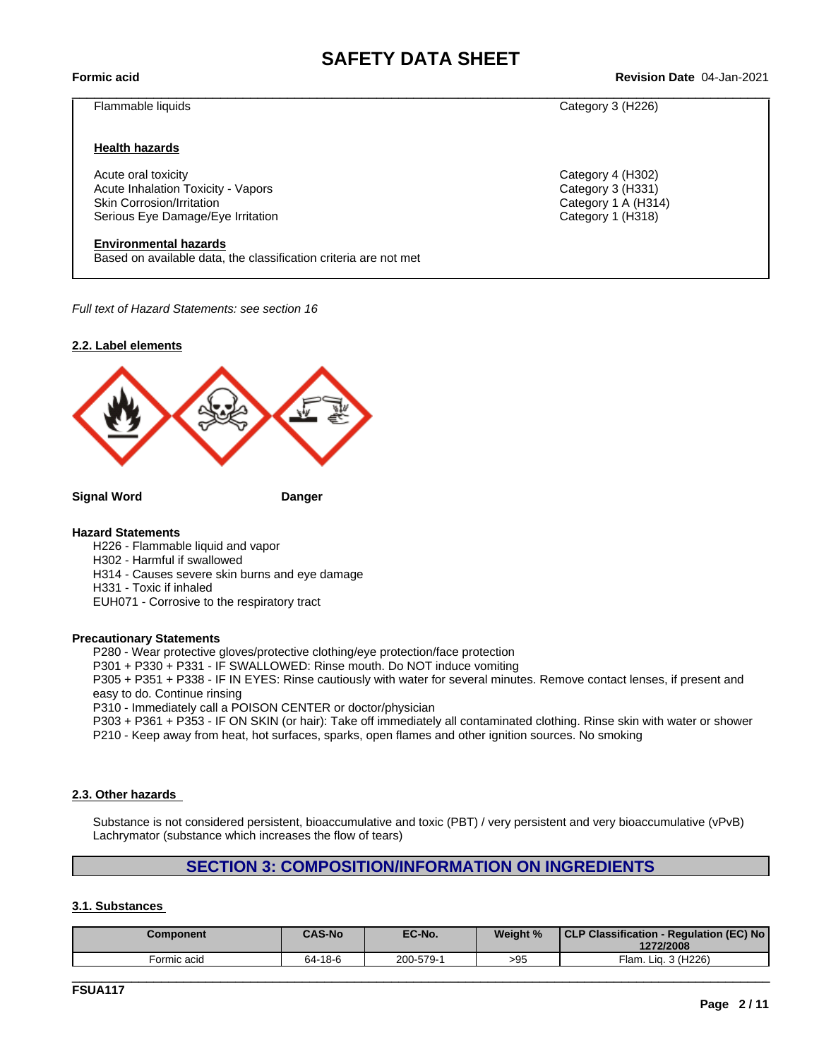| | |
|---|---|
| Flammable liquids | Category 3 (H226) |

**Health hazards**

| | |
|---|---|
| Acute oral toxicity | Category 4 (H302) |
| Acute Inhalation Toxicity - Vapors | Category 3 (H331) |
| Skin Corrosion/Irritation | Category 1 A (H314) |
| Serious Eye Damage/Eye Irritation | Category 1 (H318) |

**Environmental hazards**

Based on available data, the classification criteria are not met

*Full text of Hazard Statements: see section 16*

### 2.2. Label elements

**Signal Word** **Danger**

**Hazard Statements**

H226 - Flammable liquid and vapor
H302 - Harmful if swallowed
H314 - Causes severe skin burns and eye damage
H331 - Toxic if inhaled
EUH071 - Corrosive to the respiratory tract

**Precautionary Statements**

P280 - Wear protective gloves/protective clothing/eye protection/face protection
P301 + P330 + P331 - IF SWALLOWED: Rinse mouth. Do NOT induce vomiting
P305 + P351 + P338 - IF IN EYES: Rinse cautiously with water for several minutes. Remove contact lenses, if present and easy to do. Continue rinsing
P310 - Immediately call a POISON CENTER or doctor/physician
P303 + P361 + P353 - IF ON SKIN (or hair): Take off immediately all contaminated clothing. Rinse skin with water or shower
P210 - Keep away from heat, hot surfaces, sparks, open flames and other ignition sources. No smoking

### 2.3. Other hazards

Substance is not considered persistent, bioaccumulative and toxic (PBT) / very persistent and very bioaccumulative (vPvB)
Lachrymator (substance which increases the flow of tears)

## SECTION 3: COMPOSITION/INFORMATION ON INGREDIENTS

### 3.1. Substances

| Component | CAS-No | EC-No. | Weight % | CLP Classification - Regulation (EC) No 1272/2008 |
|---|---|---|---|---|
| Formic acid | 64-18-6 | 200-579-1 | >95 | Flam. Liq. 3 (H226) |

FSUA117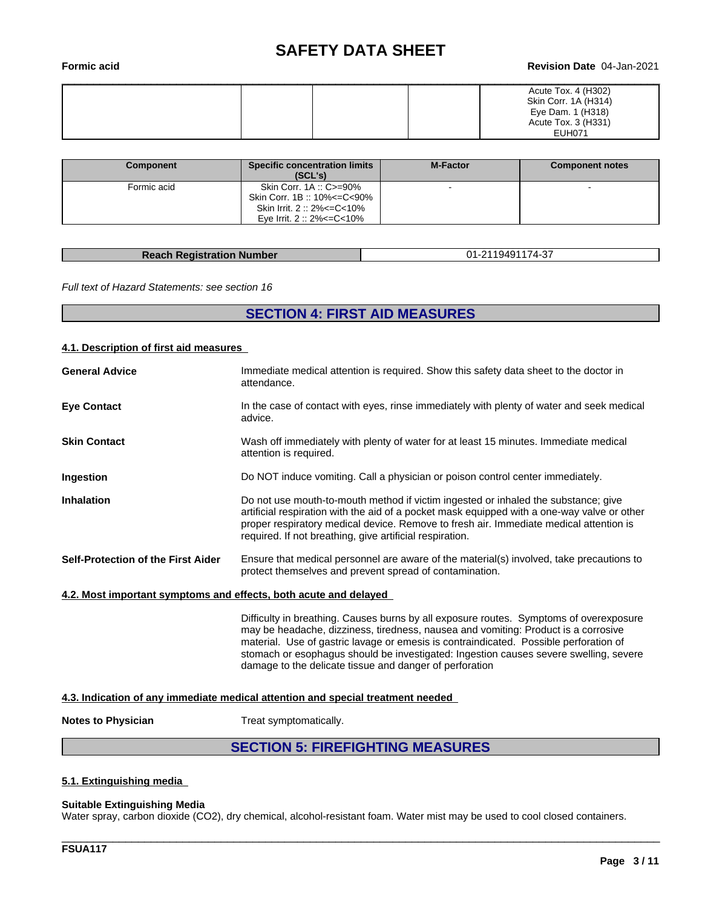| | | | | |
|---|---|---|---|---|
| | | | | Acute Tox. 4 (H302)<br>Skin Corr. 1A (H314)<br>Eye Dam. 1 (H318)<br>Acute Tox. 3 (H331)<br>EUH071 |

| Component | Specific concentration limits (SCL's) | M-Factor | Component notes |
|---|---|---|---|
| Formic acid | Skin Corr. 1A :: C>=90%<br>Skin Corr. 1B :: 10%<=C<90%<br>Skin Irrit. 2 :: 2%<=C<10%<br>Eye Irrit. 2 :: 2%<=C<10% | - | - |

| Reach Registration Number | 01-2119491174-37 |
|---|---|

*Full text of Hazard Statements: see section 16*

## SECTION 4: FIRST AID MEASURES

### 4.1. Description of first aid measures

**General Advice**
Immediate medical attention is required. Show this safety data sheet to the doctor in attendance.

**Eye Contact**
In the case of contact with eyes, rinse immediately with plenty of water and seek medical advice.

**Skin Contact**
Wash off immediately with plenty of water for at least 15 minutes. Immediate medical attention is required.

**Ingestion**
Do NOT induce vomiting. Call a physician or poison control center immediately.

**Inhalation**
Do not use mouth-to-mouth method if victim ingested or inhaled the substance; give artificial respiration with the aid of a pocket mask equipped with a one-way valve or other proper respiratory medical device. Remove to fresh air. Immediate medical attention is required. If not breathing, give artificial respiration.

**Self-Protection of the First Aider**
Ensure that medical personnel are aware of the material(s) involved, take precautions to protect themselves and prevent spread of contamination.

### 4.2. Most important symptoms and effects, both acute and delayed

Difficulty in breathing. Causes burns by all exposure routes. Symptoms of overexposure may be headache, dizziness, tiredness, nausea and vomiting: Product is a corrosive material. Use of gastric lavage or emesis is contraindicated. Possible perforation of stomach or esophagus should be investigated: Ingestion causes severe swelling, severe damage to the delicate tissue and danger of perforation

### 4.3. Indication of any immediate medical attention and special treatment needed

**Notes to Physician**
Treat symptomatically.

## SECTION 5: FIREFIGHTING MEASURES

### 5.1. Extinguishing media

**Suitable Extinguishing Media**
Water spray, carbon dioxide ($CO_2$), dry chemical, alcohol-resistant foam. Water mist may be used to cool closed containers.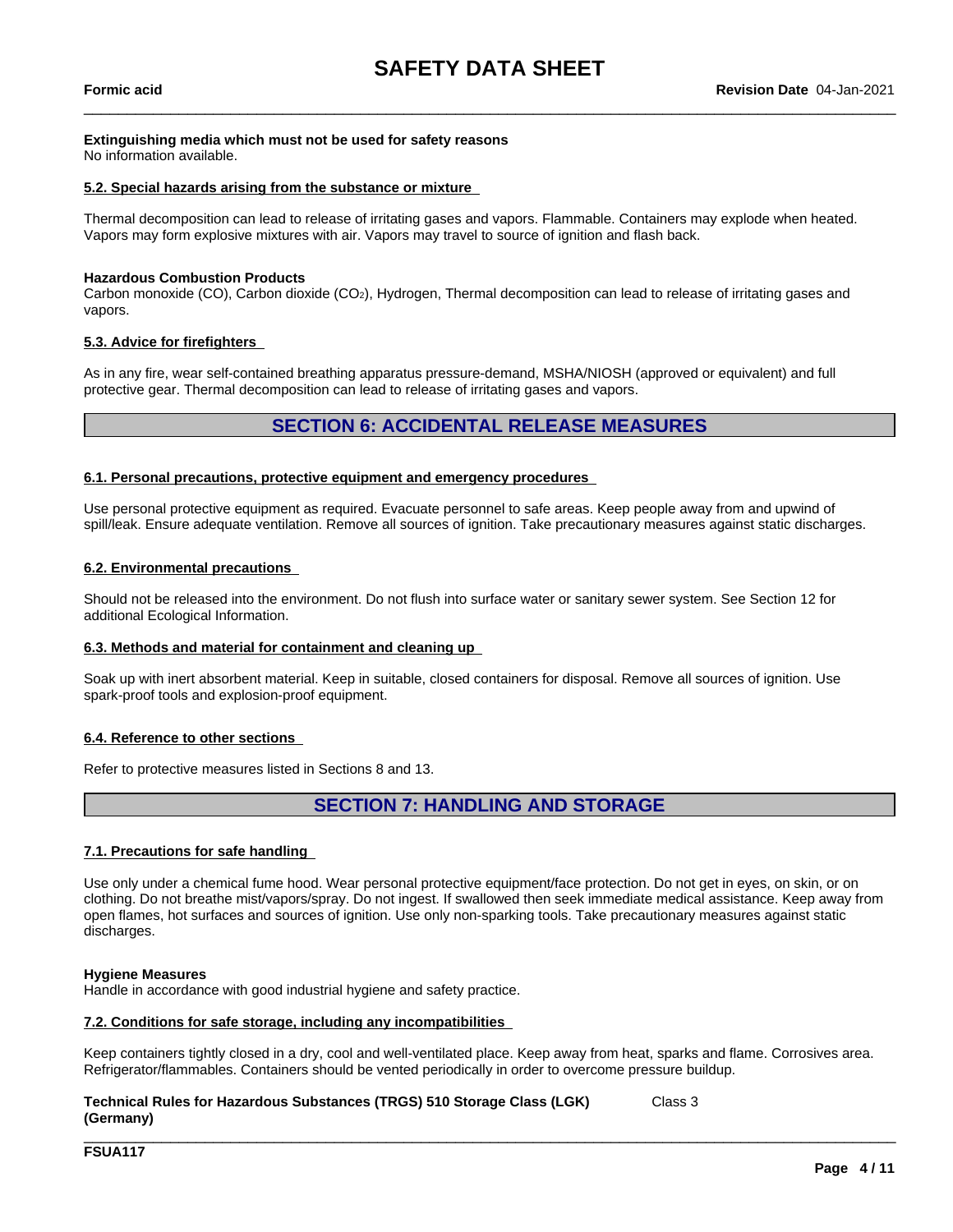**Extinguishing media which must not be used for safety reasons**
No information available.

### 5.2. Special hazards arising from the substance or mixture

Thermal decomposition can lead to release of irritating gases and vapors. Flammable. Containers may explode when heated. Vapors may form explosive mixtures with air. Vapors may travel to source of ignition and flash back.

**Hazardous Combustion Products**
Carbon monoxide (CO), Carbon dioxide ($CO_2$), Hydrogen, Thermal decomposition can lead to release of irritating gases and vapors.

### 5.3. Advice for firefighters

As in any fire, wear self-contained breathing apparatus pressure-demand, MSHA/NIOSH (approved or equivalent) and full protective gear. Thermal decomposition can lead to release of irritating gases and vapors.

## SECTION 6: ACCIDENTAL RELEASE MEASURES

### 6.1. Personal precautions, protective equipment and emergency procedures

Use personal protective equipment as required. Evacuate personnel to safe areas. Keep people away from and upwind of spill/leak. Ensure adequate ventilation. Remove all sources of ignition. Take precautionary measures against static discharges.

### 6.2. Environmental precautions

Should not be released into the environment. Do not flush into surface water or sanitary sewer system. See Section 12 for additional Ecological Information.

### 6.3. Methods and material for containment and cleaning up

Soak up with inert absorbent material. Keep in suitable, closed containers for disposal. Remove all sources of ignition. Use spark-proof tools and explosion-proof equipment.

### 6.4. Reference to other sections

Refer to protective measures listed in Sections 8 and 13.

## SECTION 7: HANDLING AND STORAGE

### 7.1. Precautions for safe handling

Use only under a chemical fume hood. Wear personal protective equipment/face protection. Do not get in eyes, on skin, or on clothing. Do not breathe mist/vapors/spray. Do not ingest. If swallowed then seek immediate medical assistance. Keep away from open flames, hot surfaces and sources of ignition. Use only non-sparking tools. Take precautionary measures against static discharges.

**Hygiene Measures**
Handle in accordance with good industrial hygiene and safety practice.

### 7.2. Conditions for safe storage, including any incompatibilities

Keep containers tightly closed in a dry, cool and well-ventilated place. Keep away from heat, sparks and flame. Corrosives area. Refrigerator/flammables. Containers should be vented periodically in order to overcome pressure buildup.

**Technical Rules for Hazardous Substances (TRGS) 510 Storage Class (LGK) (Germany)** Class 3

FSUA117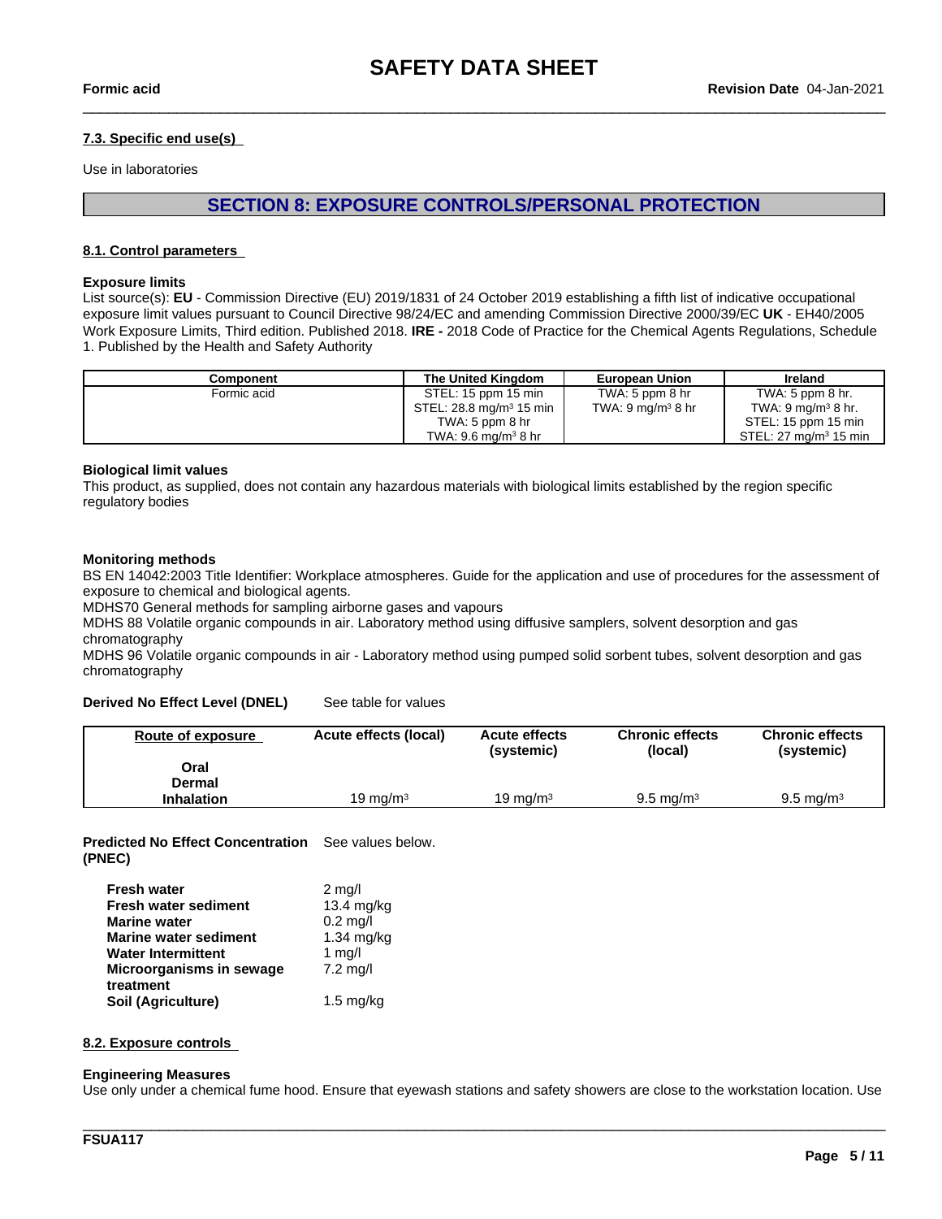### 7.3. Specific end use(s)

Use in laboratories

## SECTION 8: EXPOSURE CONTROLS/PERSONAL PROTECTION

### 8.1. Control parameters

**Exposure limits**

List source(s): **EU** - Commission Directive (EU) 2019/1831 of 24 October 2019 establishing a fifth list of indicative occupational exposure limit values pursuant to Council Directive 98/24/EC and amending Commission Directive 2000/39/EC **UK** - EH40/2005 Work Exposure Limits, Third edition. Published 2018. **IRE -** 2018 Code of Practice for the Chemical Agents Regulations, Schedule 1. Published by the Health and Safety Authority

| Component | The United Kingdom | European Union | Ireland |
|---|---|---|---|
| Formic acid | STEL: 15 ppm 15 min<br>STEL: 28.8 mg/m³ 15 min<br>TWA: 5 ppm 8 hr<br>TWA: 9.6 mg/m³ 8 hr | TWA: 5 ppm 8 hr<br>TWA: 9 mg/m³ 8 hr | TWA: 5 ppm 8 hr.<br>TWA: 9 mg/m³ 8 hr.<br>STEL: 15 ppm 15 min<br>STEL: 27 mg/m³ 15 min |

**Biological limit values**

This product, as supplied, does not contain any hazardous materials with biological limits established by the region specific regulatory bodies

**Monitoring methods**

BS EN 14042:2003 Title Identifier: Workplace atmospheres. Guide for the application and use of procedures for the assessment of exposure to chemical and biological agents.

MDHS70 General methods for sampling airborne gases and vapours

MDHS 88 Volatile organic compounds in air. Laboratory method using diffusive samplers, solvent desorption and gas chromatography

MDHS 96 Volatile organic compounds in air - Laboratory method using pumped solid sorbent tubes, solvent desorption and gas chromatography

**Derived No Effect Level (DNEL)** See table for values

| Route of exposure | Acute effects (local) | Acute effects (systemic) | Chronic effects (local) | Chronic effects (systemic) |
|---|---|---|---|---|
| Oral | | | | |
| Dermal | | | | |
| Inhalation | 19 mg/m³ | 19 mg/m³ | 9.5 mg/m³ | 9.5 mg/m³ |

**Predicted No Effect Concentration (PNEC)** See values below.

| | |
|---|---|
| **Fresh water** | 2 mg/l |
| **Fresh water sediment** | 13.4 mg/kg |
| **Marine water** | 0.2 mg/l |
| **Marine water sediment** | 1.34 mg/kg |
| **Water Intermittent** | 1 mg/l |
| **Microorganisms in sewage treatment** | 7.2 mg/l |
| **Soil (Agriculture)** | 1.5 mg/kg |

### 8.2. Exposure controls

**Engineering Measures**

Use only under a chemical fume hood. Ensure that eyewash stations and safety showers are close to the workstation location. Use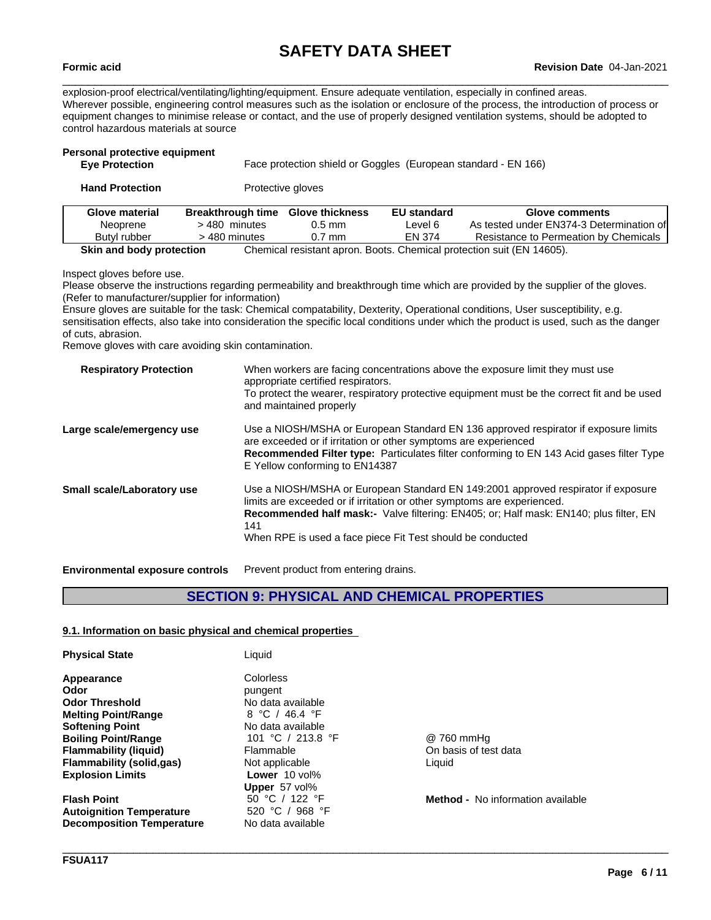explosion-proof electrical/ventilating/lighting/equipment. Ensure adequate ventilation, especially in confined areas. Wherever possible, engineering control measures such as the isolation or enclosure of the process, the introduction of process or equipment changes to minimise release or contact, and the use of properly designed ventilation systems, should be adopted to control hazardous materials at source

**Personal protective equipment**

**Eye Protection** Face protection shield or Goggles (European standard - EN 166)

**Hand Protection** Protective gloves

| Glove material | Breakthrough time | Glove thickness | EU standard | Glove comments |
|---|---|---|---|---|
| Neoprene | > 480 minutes | 0.5 mm | Level 6 | As tested under EN374-3 Determination of |
| Butyl rubber | > 480 minutes | 0.7 mm | EN 374 | Resistance to Permeation by Chemicals |

**Skin and body protection** Chemical resistant apron. Boots. Chemical protection suit (EN 14605).

Inspect gloves before use.
Please observe the instructions regarding permeability and breakthrough time which are provided by the supplier of the gloves. (Refer to manufacturer/supplier for information)
Ensure gloves are suitable for the task: Chemical compatability, Dexterity, Operational conditions, User susceptibility, e.g. sensitisation effects, also take into consideration the specific local conditions under which the product is used, such as the danger of cuts, abrasion.
Remove gloves with care avoiding skin contamination.

**Respiratory Protection** When workers are facing concentrations above the exposure limit they must use appropriate certified respirators.
To protect the wearer, respiratory protective equipment must be the correct fit and be used and maintained properly

**Large scale/emergency use** Use a NIOSH/MSHA or European Standard EN 136 approved respirator if exposure limits are exceeded or if irritation or other symptoms are experienced
**Recommended Filter type:** Particulates filter conforming to EN 143 Acid gases filter Type E Yellow conforming to EN14387

**Small scale/Laboratory use** Use a NIOSH/MSHA or European Standard EN 149:2001 approved respirator if exposure limits are exceeded or if irritation or other symptoms are experienced.
**Recommended half mask:-** Valve filtering: EN405; or; Half mask: EN140; plus filter, EN 141
When RPE is used a face piece Fit Test should be conducted

**Environmental exposure controls** Prevent product from entering drains.

## SECTION 9: PHYSICAL AND CHEMICAL PROPERTIES

### 9.1. Information on basic physical and chemical properties

| | | |
|---|---|---|
| **Physical State** | Liquid | |
| **Appearance** | Colorless | |
| **Odor** | pungent | |
| **Odor Threshold** | No data available | |
| **Melting Point/Range** | 8 °C / 46.4 °F | |
| **Softening Point** | No data available | |
| **Boiling Point/Range** | 101 °C / 213.8 °F | @ 760 mmHg |
| **Flammability (liquid)** | Flammable | On basis of test data |
| **Flammability (solid,gas)** | Not applicable | Liquid |
| **Explosion Limits** | **Lower** 10 vol% <br> **Upper** 57 vol% | |
| **Flash Point** | 50 °C / 122 °F | **Method -** No information available |
| **Autoignition Temperature** | 520 °C / 968 °F | |
| **Decomposition Temperature** | No data available | |

FSUA117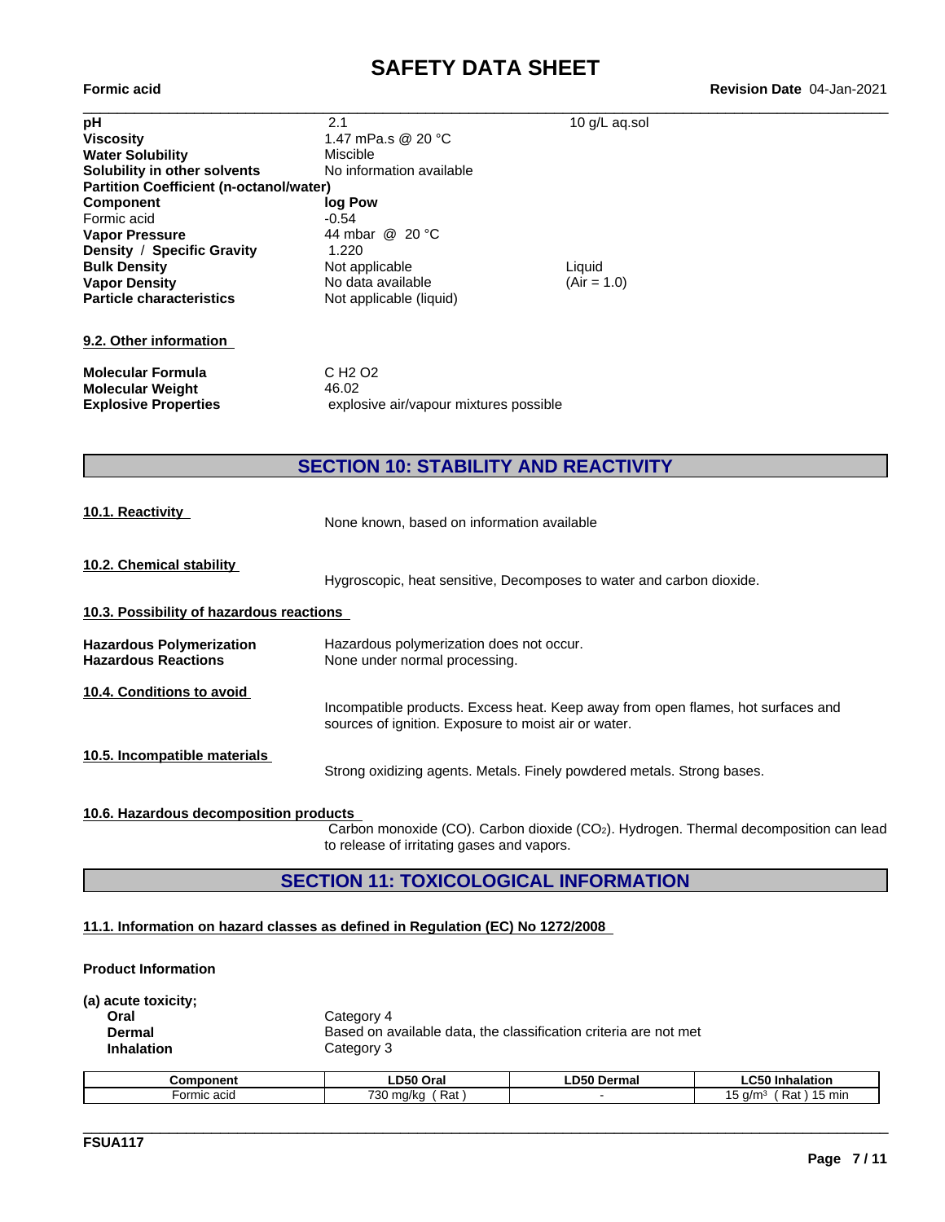| | | |
|---|---|---|
| **pH** | 2.1 | 10 g/L aq.sol |
| **Viscosity** | 1.47 mPa.s @ 20 °C | |
| **Water Solubility** | Miscible | |
| **Solubility in other solvents** | No information available | |
| **Partition Coefficient (n-octanol/water)** | | |
| **Component** | **log Pow** | |
| Formic acid | -0.54 | |
| **Vapor Pressure** | 44 mbar @ 20 °C | |
| **Density / Specific Gravity** | 1.220 | |
| **Bulk Density** | Not applicable | Liquid |
| **Vapor Density** | No data available | (Air = 1.0) |
| **Particle characteristics** | Not applicable (liquid) | |

### 9.2. Other information

| | |
|---|---|
| **Molecular Formula** | C H2 O2 |
| **Molecular Weight** | 46.02 |
| **Explosive Properties** | explosive air/vapour mixtures possible |

## SECTION 10: STABILITY AND REACTIVITY

**10.1. Reactivity**

None known, based on information available

**10.2. Chemical stability**

Hygroscopic, heat sensitive, Decomposes to water and carbon dioxide.

**10.3. Possibility of hazardous reactions**

**Hazardous Polymerization** Hazardous polymerization does not occur.
**Hazardous Reactions** None under normal processing.

**10.4. Conditions to avoid**

Incompatible products. Excess heat. Keep away from open flames, hot surfaces and sources of ignition. Exposure to moist air or water.

**10.5. Incompatible materials**

Strong oxidizing agents. Metals. Finely powdered metals. Strong bases.

**10.6. Hazardous decomposition products**

Carbon monoxide (CO). Carbon dioxide ($CO_2$). Hydrogen. Thermal decomposition can lead to release of irritating gases and vapors.

## SECTION 11: TOXICOLOGICAL INFORMATION

**11.1. Information on hazard classes as defined in Regulation (EC) No 1272/2008**

**Product Information**

**(a) acute toxicity;**

| | |
|---|---|
| **Oral** | Category 4 |
| **Dermal** | Based on available data, the classification criteria are not met |
| **Inhalation** | Category 3 |

| Component | LD50 Oral | LD50 Dermal | LC50 Inhalation |
|---|---|---|---|
| Formic acid | 730 mg/kg ( Rat ) | - | 15 g/m³ ( Rat ) 15 min |

FSUA117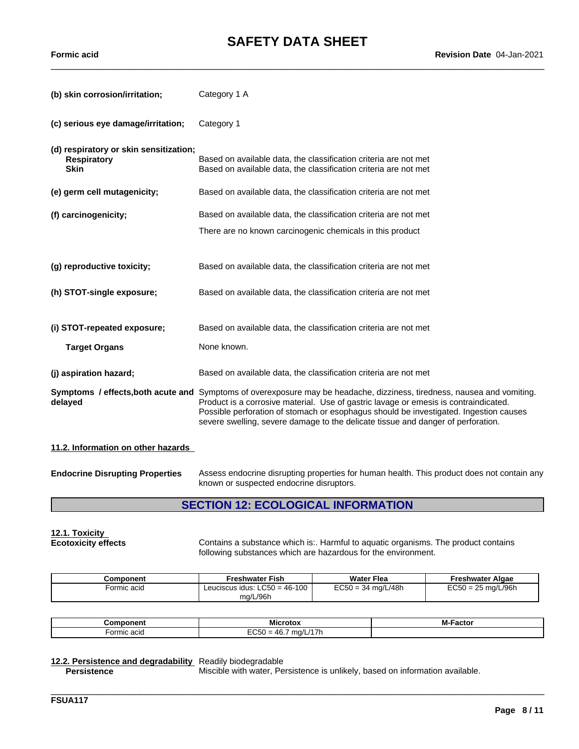**(b) skin corrosion/irritation;** Category 1 A

**(c) serious eye damage/irritation;** Category 1

**(d) respiratory or skin sensitization;**

**Respiratory** Based on available data, the classification criteria are not met

**Skin** Based on available data, the classification criteria are not met

**(e) germ cell mutagenicity;** Based on available data, the classification criteria are not met

**(f) carcinogenicity;** Based on available data, the classification criteria are not met

There are no known carcinogenic chemicals in this product

**(g) reproductive toxicity;** Based on available data, the classification criteria are not met

**(h) STOT-single exposure;** Based on available data, the classification criteria are not met

**(i) STOT-repeated exposure;** Based on available data, the classification criteria are not met

**Target Organs** None known.

**(j) aspiration hazard;** Based on available data, the classification criteria are not met

**Symptoms / effects,both acute and delayed** Symptoms of overexposure may be headache, dizziness, tiredness, nausea and vomiting. Product is a corrosive material. Use of gastric lavage or emesis is contraindicated. Possible perforation of stomach or esophagus should be investigated. Ingestion causes severe swelling, severe damage to the delicate tissue and danger of perforation.

### 11.2. Information on other hazards

**Endocrine Disrupting Properties** Assess endocrine disrupting properties for human health. This product does not contain any known or suspected endocrine disruptors.

## SECTION 12: ECOLOGICAL INFORMATION

### 12.1. Toxicity

**Ecotoxicity effects** Contains a substance which is:. Harmful to aquatic organisms. The product contains following substances which are hazardous for the environment.

| Component | Freshwater Fish | Water Flea | Freshwater Algae |
|---|---|---|---|
| Formic acid | Leuciscus idus: LC50 = 46-100 mg/L/96h | EC50 = 34 mg/L/48h | EC50 = 25 mg/L/96h |

| Component | Microtox | M-Factor |
|---|---|---|
| Formic acid | EC50 = 46.7 mg/L/17h | |

### 12.2. Persistence and degradability

Readily biodegradable

**Persistence** Miscible with water, Persistence is unlikely, based on information available.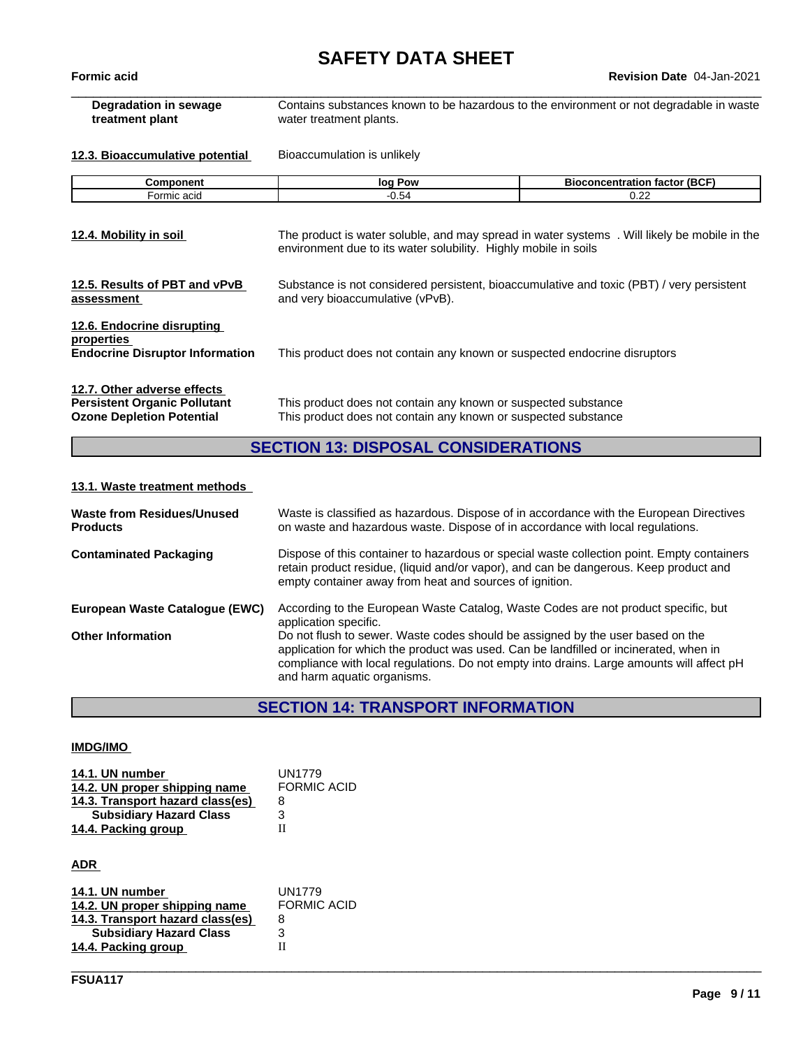**Degradation in sewage treatment plant** Contains substances known to be hazardous to the environment or not degradable in waste water treatment plants.

**12.3. Bioaccumulative potential** Bioaccumulation is unlikely

| Component | log Pow | Bioconcentration factor (BCF) |
|---|---|---|
| Formic acid | -0.54 | 0.22 |

**12.4. Mobility in soil** The product is water soluble, and may spread in water systems . Will likely be mobile in the environment due to its water solubility. Highly mobile in soils

**12.5. Results of PBT and vPvB assessment** Substance is not considered persistent, bioaccumulative and toxic (PBT) / very persistent and very bioaccumulative (vPvB).

**12.6. Endocrine disrupting properties**

**Endocrine Disruptor Information** This product does not contain any known or suspected endocrine disruptors

**12.7. Other adverse effects**

**Persistent Organic Pollutant** This product does not contain any known or suspected substance

**Ozone Depletion Potential** This product does not contain any known or suspected substance

## SECTION 13: DISPOSAL CONSIDERATIONS

**13.1. Waste treatment methods**

**Waste from Residues/Unused Products** Waste is classified as hazardous. Dispose of in accordance with the European Directives on waste and hazardous waste. Dispose of in accordance with local regulations.

**Contaminated Packaging** Dispose of this container to hazardous or special waste collection point. Empty containers retain product residue, (liquid and/or vapor), and can be dangerous. Keep product and empty container away from heat and sources of ignition.

**European Waste Catalogue (EWC)** According to the European Waste Catalog, Waste Codes are not product specific, but application specific.

**Other Information** Do not flush to sewer. Waste codes should be assigned by the user based on the application for which the product was used. Can be landfilled or incinerated, when in compliance with local regulations. Do not empty into drains. Large amounts will affect pH and harm aquatic organisms.

## SECTION 14: TRANSPORT INFORMATION

**IMDG/IMO**

**14.1. UN number** UN1779
**14.2. UN proper shipping name** FORMIC ACID
**14.3. Transport hazard class(es)** 8
**Subsidiary Hazard Class** 3
**14.4. Packing group** II

**ADR**

**14.1. UN number** UN1779
**14.2. UN proper shipping name** FORMIC ACID
**14.3. Transport hazard class(es)** 8
**Subsidiary Hazard Class** 3
**14.4. Packing group** II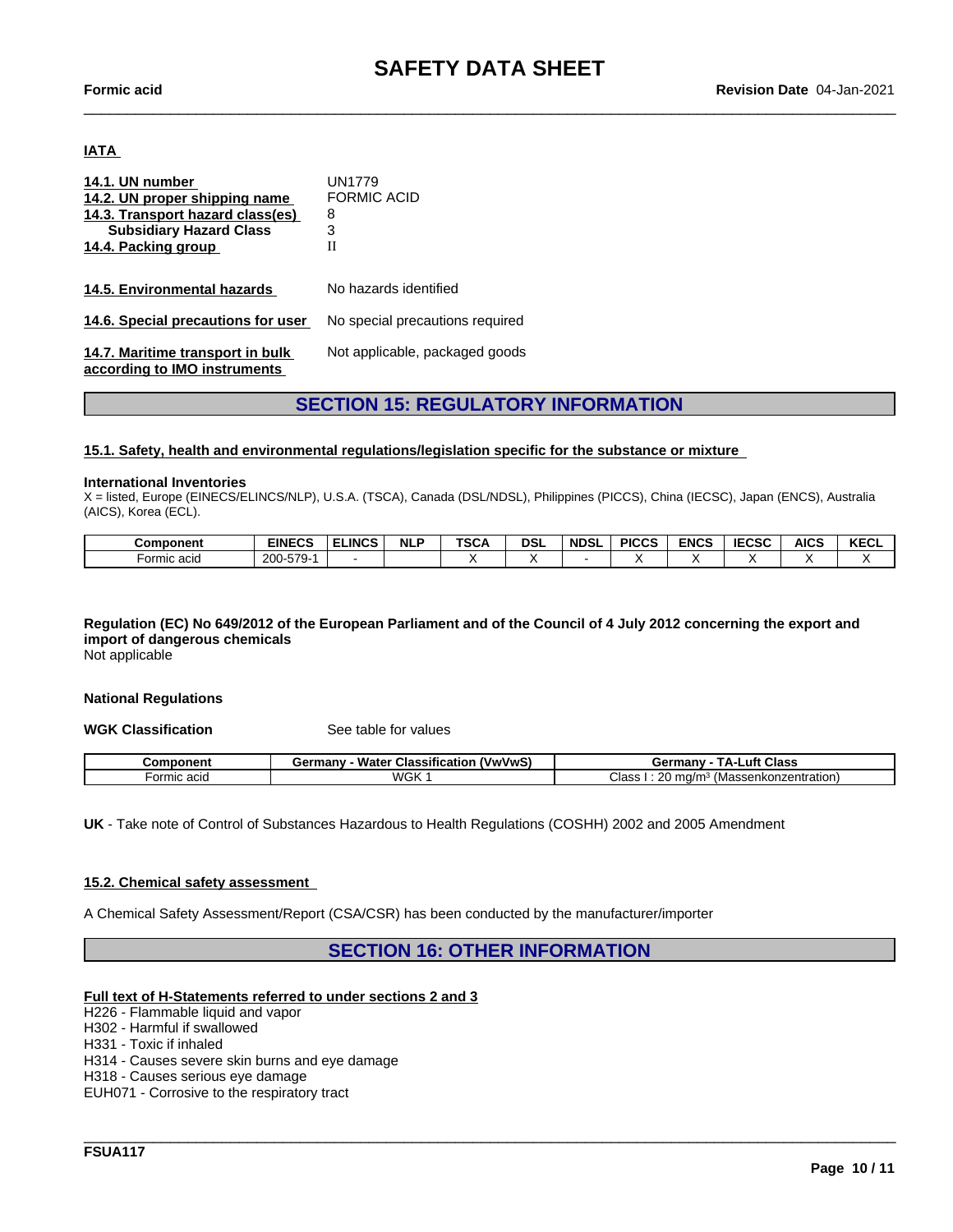**IATA**

**14.1. UN number** UN1779
**14.2. UN proper shipping name** FORMIC ACID
**14.3. Transport hazard class(es)** 8
**Subsidiary Hazard Class** 3
**14.4. Packing group** II

**14.5. Environmental hazards** No hazards identified

**14.6. Special precautions for user** No special precautions required

**14.7. Maritime transport in bulk according to IMO instruments** Not applicable, packaged goods

## SECTION 15: REGULATORY INFORMATION

### 15.1. Safety, health and environmental regulations/legislation specific for the substance or mixture

**International Inventories**

X = listed, Europe (EINECS/ELINCS/NLP), U.S.A. (TSCA), Canada (DSL/NDSL), Philippines (PICCS), China (IECSC), Japan (ENCS), Australia (AICS), Korea (ECL).

| Component | EINECS | ELINCS | NLP | TSCA | DSL | NDSL | PICCS | ENCS | IECSC | AICS | KECL |
|---|---|---|---|---|---|---|---|---|---|---|---|
| Formic acid | 200-579-1 | - | | X | X | - | X | X | X | X | X |

**Regulation (EC) No 649/2012 of the European Parliament and of the Council of 4 July 2012 concerning the export and import of dangerous chemicals**

Not applicable

**National Regulations**

**WGK Classification** See table for values

| Component | Germany - Water Classification (VwVwS) | Germany - TA-Luft Class |
|---|---|---|
| Formic acid | WGK 1 | Class I : 20 mg/m³ (Massenkonzentration) |

**UK** - Take note of Control of Substances Hazardous to Health Regulations (COSHH) 2002 and 2005 Amendment

### 15.2. Chemical safety assessment

A Chemical Safety Assessment/Report (CSA/CSR) has been conducted by the manufacturer/importer

## SECTION 16: OTHER INFORMATION

**Full text of H-Statements referred to under sections 2 and 3**

H226 - Flammable liquid and vapor
H302 - Harmful if swallowed
H331 - Toxic if inhaled
H314 - Causes severe skin burns and eye damage
H318 - Causes serious eye damage
EUH071 - Corrosive to the respiratory tract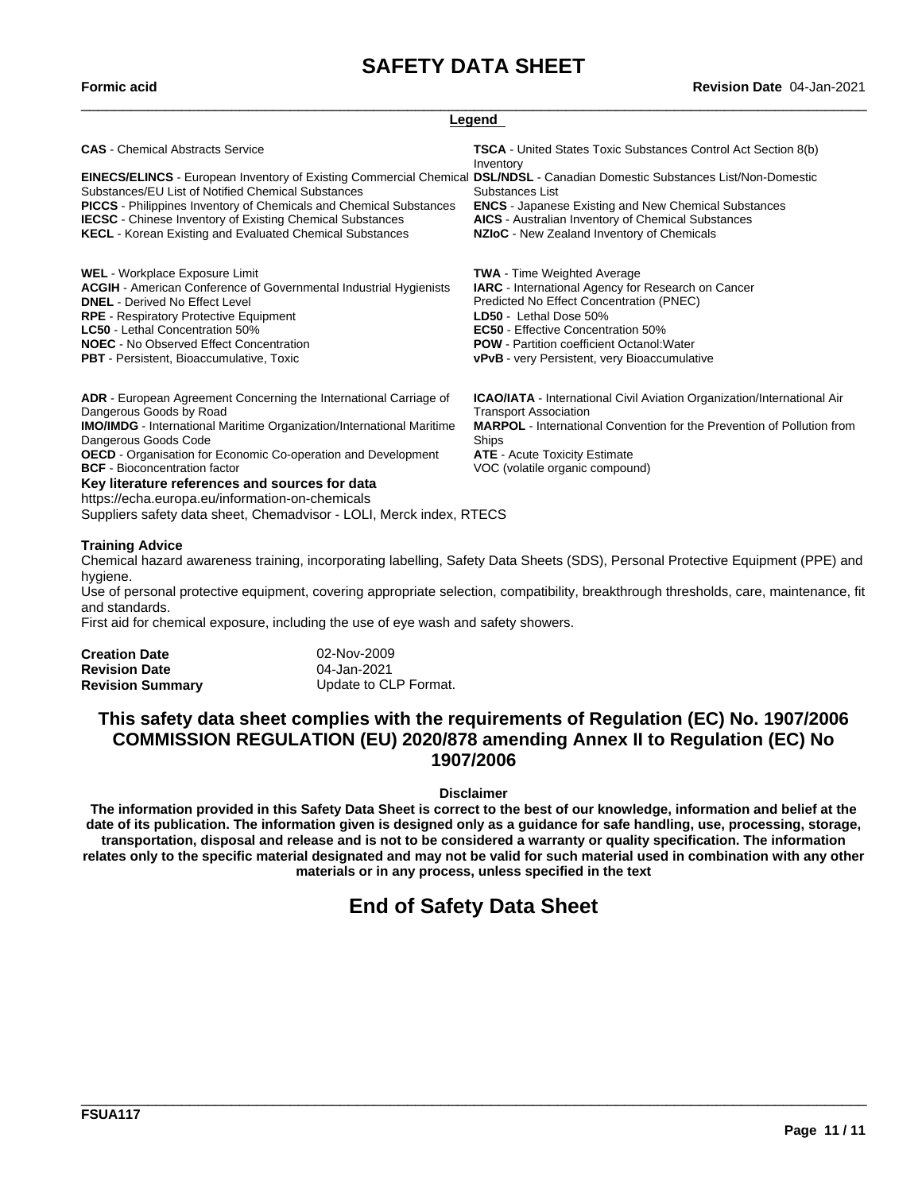## Legend

**CAS** - Chemical Abstracts Service

**TSCA** - United States Toxic Substances Control Act Section 8(b) Inventory

**EINECS/ELINCS** - European Inventory of Existing Commercial Chemical Substances/EU List of Notified Chemical Substances

**DSL/NDSL** - Canadian Domestic Substances List/Non-Domestic Substances List

**PICCS** - Philippines Inventory of Chemicals and Chemical Substances

**ENCS** - Japanese Existing and New Chemical Substances

**IECSC** - Chinese Inventory of Existing Chemical Substances

**AICS** - Australian Inventory of Chemical Substances

**KECL** - Korean Existing and Evaluated Chemical Substances

**NZIoC** - New Zealand Inventory of Chemicals

**WEL** - Workplace Exposure Limit

**TWA** - Time Weighted Average

**ACGIH** - American Conference of Governmental Industrial Hygienists

**IARC** - International Agency for Research on Cancer

**DNEL** - Derived No Effect Level

Predicted No Effect Concentration (PNEC)

**RPE** - Respiratory Protective Equipment

**LD50** - Lethal Dose 50%

**LC50** - Lethal Concentration 50%

**EC50** - Effective Concentration 50%

**NOEC** - No Observed Effect Concentration

**POW** - Partition coefficient Octanol:Water

**PBT** - Persistent, Bioaccumulative, Toxic

**vPvB** - very Persistent, very Bioaccumulative

**ADR** - European Agreement Concerning the International Carriage of Dangerous Goods by Road

**ICAO/IATA** - International Civil Aviation Organization/International Air Transport Association

**IMO/IMDG** - International Maritime Organization/International Maritime Dangerous Goods Code

**MARPOL** - International Convention for the Prevention of Pollution from Ships

**OECD** - Organisation for Economic Co-operation and Development

**ATE** - Acute Toxicity Estimate

**BCF** - Bioconcentration factor

VOC (volatile organic compound)

**Key literature references and sources for data**

https://echa.europa.eu/information-on-chemicals

Suppliers safety data sheet, Chemadvisor - LOLI, Merck index, RTECS

**Training Advice**

Chemical hazard awareness training, incorporating labelling, Safety Data Sheets (SDS), Personal Protective Equipment (PPE) and hygiene.

Use of personal protective equipment, covering appropriate selection, compatibility, breakthrough thresholds, care, maintenance, fit and standards.

First aid for chemical exposure, including the use of eye wash and safety showers.

| | |
|---|---|
| **Creation Date** | 02-Nov-2009 |
| **Revision Date** | 04-Jan-2021 |
| **Revision Summary** | Update to CLP Format. |

## This safety data sheet complies with the requirements of Regulation (EC) No. 1907/2006 COMMISSION REGULATION (EU) 2020/878 amending Annex II to Regulation (EC) No 1907/2006

**Disclaimer**

**The information provided in this Safety Data Sheet is correct to the best of our knowledge, information and belief at the date of its publication. The information given is designed only as a guidance for safe handling, use, processing, storage, transportation, disposal and release and is not to be considered a warranty or quality specification. The information relates only to the specific material designated and may not be valid for such material used in combination with any other materials or in any process, unless specified in the text**

# End of Safety Data Sheet